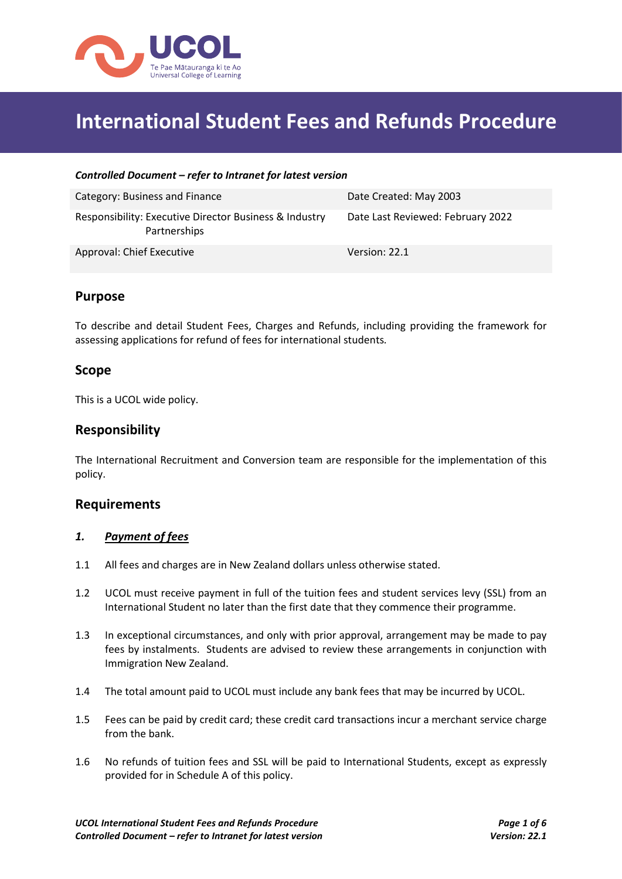# International Student Fees and Refunds Procedure

***Controlled Document – refer to Intranet for latest version***

| Category: Business and Finance | Date Created: May 2003 |
|---|---|
| Responsibility: Executive Director Business & Industry Partnerships | Date Last Reviewed: February 2022 |
| Approval: Chief Executive | Version: 22.1 |

## Purpose

To describe and detail Student Fees, Charges and Refunds, including providing the framework for assessing applications for refund of fees for international students.

## Scope

This is a UCOL wide policy.

## Responsibility

The International Recruitment and Conversion team are responsible for the implementation of this policy.

## Requirements

### *1. Payment of fees*

1.1 All fees and charges are in New Zealand dollars unless otherwise stated.

1.2 UCOL must receive payment in full of the tuition fees and student services levy (SSL) from an International Student no later than the first date that they commence their programme.

1.3 In exceptional circumstances, and only with prior approval, arrangement may be made to pay fees by instalments. Students are advised to review these arrangements in conjunction with Immigration New Zealand.

1.4 The total amount paid to UCOL must include any bank fees that may be incurred by UCOL.

1.5 Fees can be paid by credit card; these credit card transactions incur a merchant service charge from the bank.

1.6 No refunds of tuition fees and SSL will be paid to International Students, except as expressly provided for in Schedule A of this policy.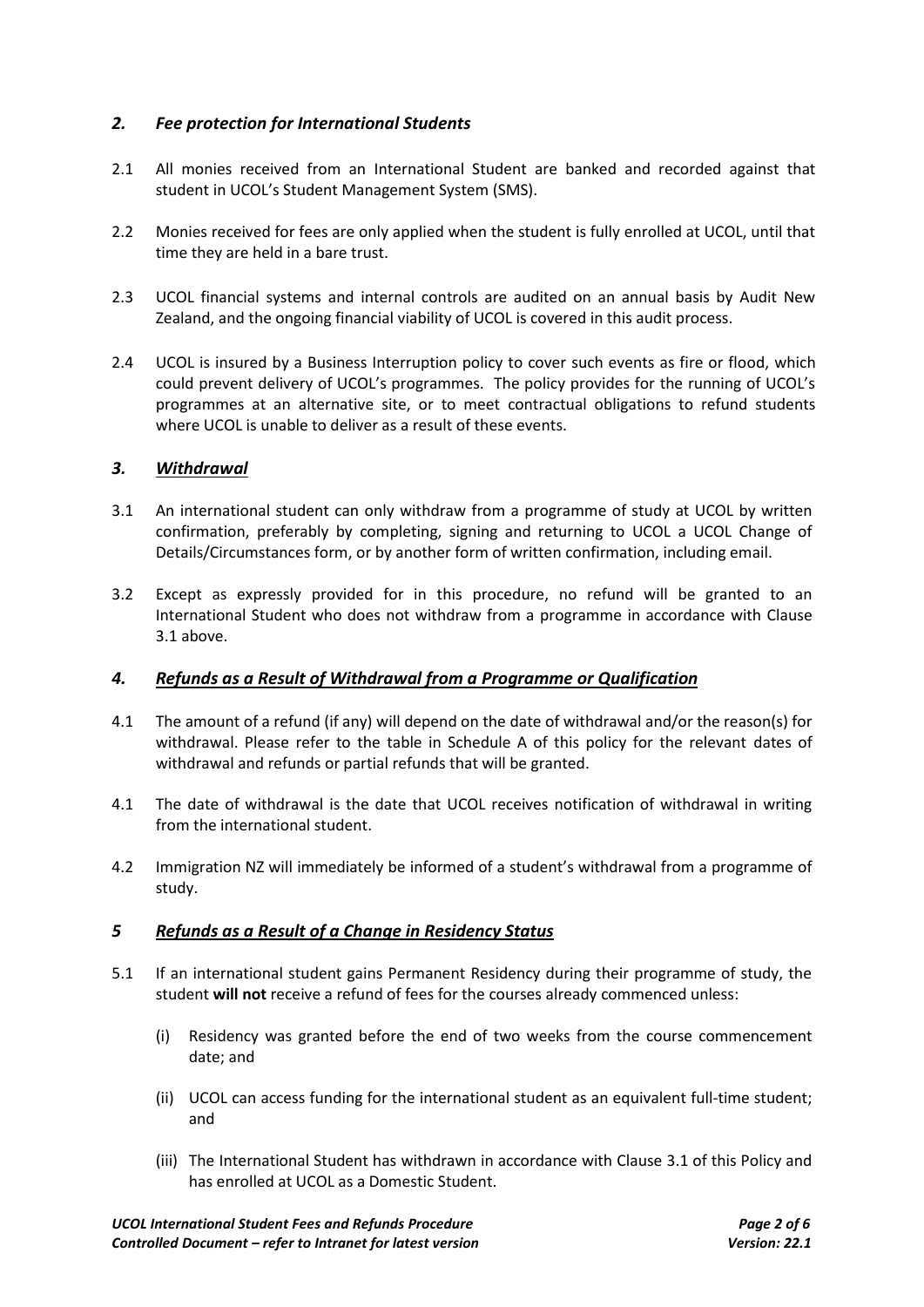## *2. Fee protection for International Students*

2.1 All monies received from an International Student are banked and recorded against that student in UCOL's Student Management System (SMS).

2.2 Monies received for fees are only applied when the student is fully enrolled at UCOL, until that time they are held in a bare trust.

2.3 UCOL financial systems and internal controls are audited on an annual basis by Audit New Zealand, and the ongoing financial viability of UCOL is covered in this audit process.

2.4 UCOL is insured by a Business Interruption policy to cover such events as fire or flood, which could prevent delivery of UCOL's programmes. The policy provides for the running of UCOL's programmes at an alternative site, or to meet contractual obligations to refund students where UCOL is unable to deliver as a result of these events.

## *3. Withdrawal*

3.1 An international student can only withdraw from a programme of study at UCOL by written confirmation, preferably by completing, signing and returning to UCOL a UCOL Change of Details/Circumstances form, or by another form of written confirmation, including email.

3.2 Except as expressly provided for in this procedure, no refund will be granted to an International Student who does not withdraw from a programme in accordance with Clause 3.1 above.

## *4. Refunds as a Result of Withdrawal from a Programme or Qualification*

4.1 The amount of a refund (if any) will depend on the date of withdrawal and/or the reason(s) for withdrawal. Please refer to the table in Schedule A of this policy for the relevant dates of withdrawal and refunds or partial refunds that will be granted.

4.1 The date of withdrawal is the date that UCOL receives notification of withdrawal in writing from the international student.

4.2 Immigration NZ will immediately be informed of a student's withdrawal from a programme of study.

## *5 Refunds as a Result of a Change in Residency Status*

5.1 If an international student gains Permanent Residency during their programme of study, the student **will not** receive a refund of fees for the courses already commenced unless:

(i) Residency was granted before the end of two weeks from the course commencement date; and

(ii) UCOL can access funding for the international student as an equivalent full-time student; and

(iii) The International Student has withdrawn in accordance with Clause 3.1 of this Policy and has enrolled at UCOL as a Domestic Student.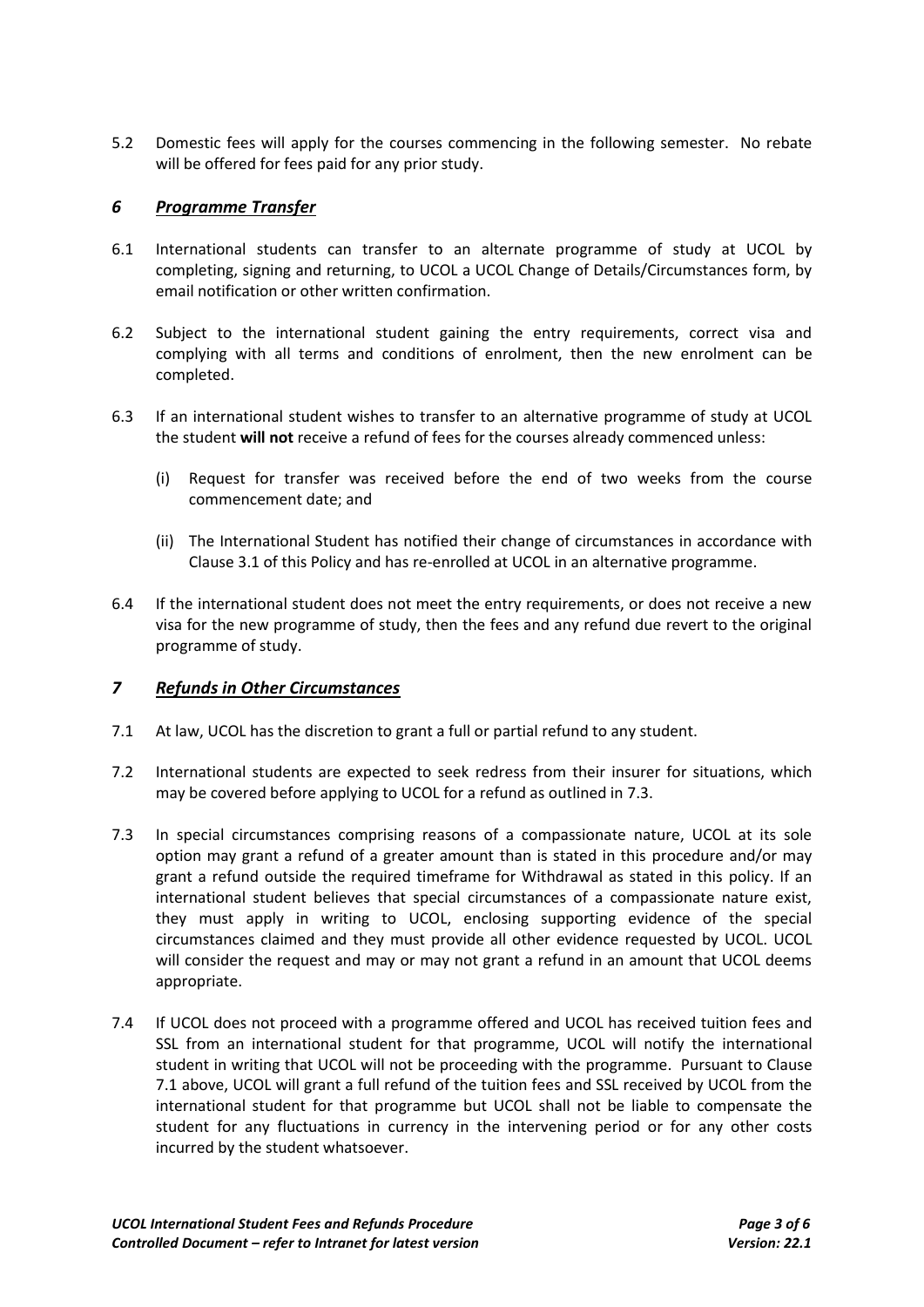5.2 Domestic fees will apply for the courses commencing in the following semester. No rebate will be offered for fees paid for any prior study.

## *6 Programme Transfer*

6.1 International students can transfer to an alternate programme of study at UCOL by completing, signing and returning, to UCOL a UCOL Change of Details/Circumstances form, by email notification or other written confirmation.

6.2 Subject to the international student gaining the entry requirements, correct visa and complying with all terms and conditions of enrolment, then the new enrolment can be completed.

6.3 If an international student wishes to transfer to an alternative programme of study at UCOL the student **will not** receive a refund of fees for the courses already commenced unless:

(i) Request for transfer was received before the end of two weeks from the course commencement date; and

(ii) The International Student has notified their change of circumstances in accordance with Clause 3.1 of this Policy and has re-enrolled at UCOL in an alternative programme.

6.4 If the international student does not meet the entry requirements, or does not receive a new visa for the new programme of study, then the fees and any refund due revert to the original programme of study.

## *7 Refunds in Other Circumstances*

7.1 At law, UCOL has the discretion to grant a full or partial refund to any student.

7.2 International students are expected to seek redress from their insurer for situations, which may be covered before applying to UCOL for a refund as outlined in 7.3.

7.3 In special circumstances comprising reasons of a compassionate nature, UCOL at its sole option may grant a refund of a greater amount than is stated in this procedure and/or may grant a refund outside the required timeframe for Withdrawal as stated in this policy. If an international student believes that special circumstances of a compassionate nature exist, they must apply in writing to UCOL, enclosing supporting evidence of the special circumstances claimed and they must provide all other evidence requested by UCOL. UCOL will consider the request and may or may not grant a refund in an amount that UCOL deems appropriate.

7.4 If UCOL does not proceed with a programme offered and UCOL has received tuition fees and SSL from an international student for that programme, UCOL will notify the international student in writing that UCOL will not be proceeding with the programme. Pursuant to Clause 7.1 above, UCOL will grant a full refund of the tuition fees and SSL received by UCOL from the international student for that programme but UCOL shall not be liable to compensate the student for any fluctuations in currency in the intervening period or for any other costs incurred by the student whatsoever.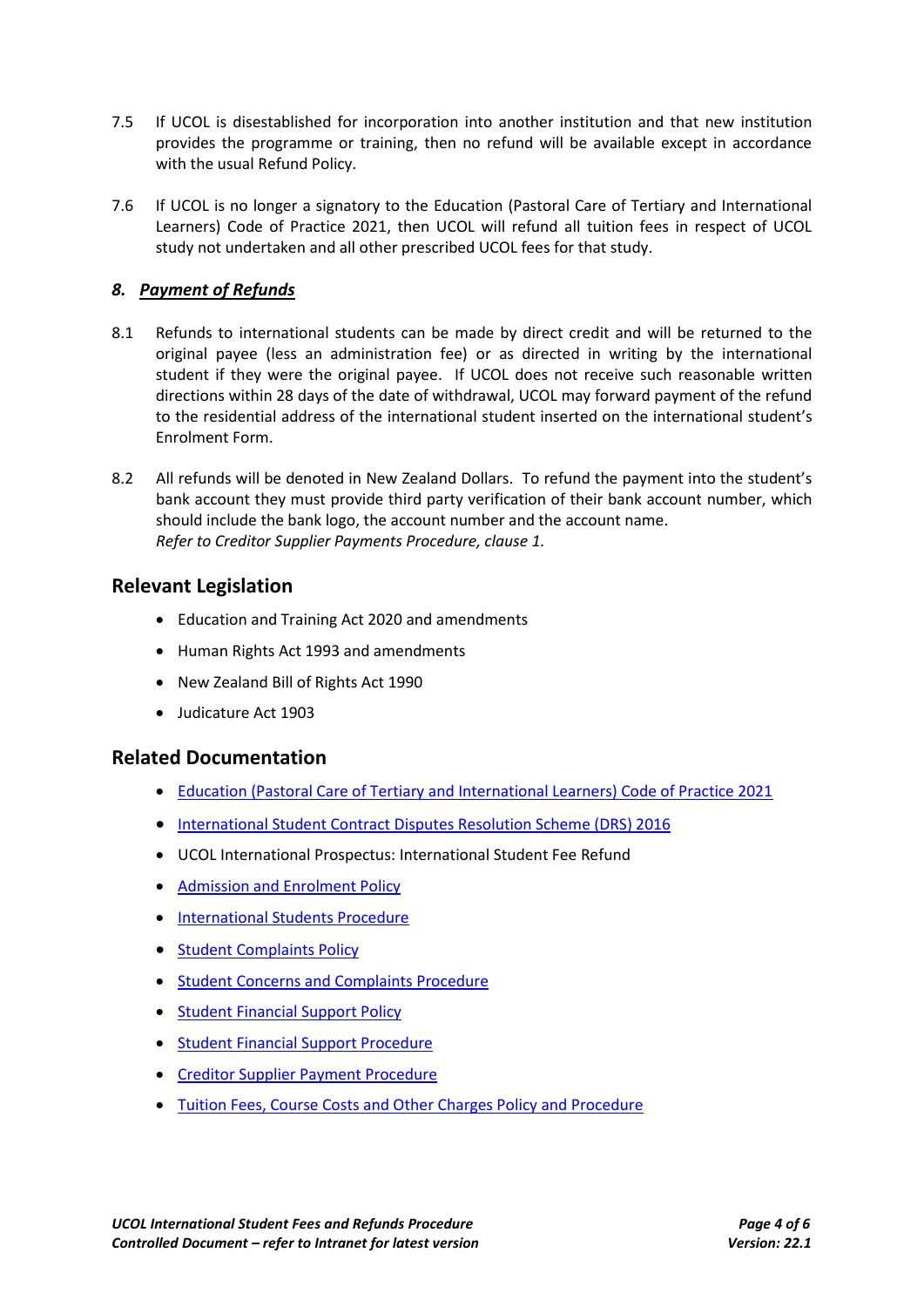7.5 If UCOL is disestablished for incorporation into another institution and that new institution provides the programme or training, then no refund will be available except in accordance with the usual Refund Policy.

7.6 If UCOL is no longer a signatory to the Education (Pastoral Care of Tertiary and International Learners) Code of Practice 2021, then UCOL will refund all tuition fees in respect of UCOL study not undertaken and all other prescribed UCOL fees for that study.

### *8. Payment of Refunds*

8.1 Refunds to international students can be made by direct credit and will be returned to the original payee (less an administration fee) or as directed in writing by the international student if they were the original payee. If UCOL does not receive such reasonable written directions within 28 days of the date of withdrawal, UCOL may forward payment of the refund to the residential address of the international student inserted on the international student's Enrolment Form.

8.2 All refunds will be denoted in New Zealand Dollars. To refund the payment into the student's bank account they must provide third party verification of their bank account number, which should include the bank logo, the account number and the account name.
*Refer to Creditor Supplier Payments Procedure, clause 1.*

## Relevant Legislation

- Education and Training Act 2020 and amendments
- Human Rights Act 1993 and amendments
- New Zealand Bill of Rights Act 1990
- Judicature Act 1903

## Related Documentation

- Education (Pastoral Care of Tertiary and International Learners) Code of Practice 2021
- International Student Contract Disputes Resolution Scheme (DRS) 2016
- UCOL International Prospectus: International Student Fee Refund
- Admission and Enrolment Policy
- International Students Procedure
- Student Complaints Policy
- Student Concerns and Complaints Procedure
- Student Financial Support Policy
- Student Financial Support Procedure
- Creditor Supplier Payment Procedure
- Tuition Fees, Course Costs and Other Charges Policy and Procedure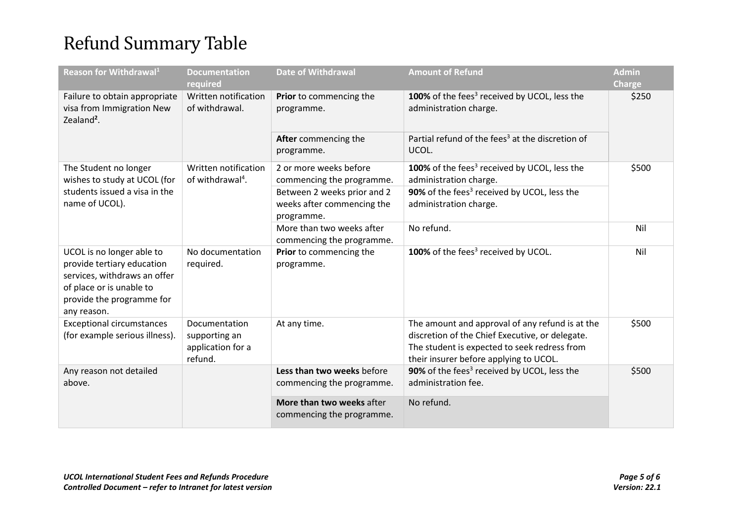# Refund Summary Table

| Reason for Withdrawal[1] | Documentation required | Date of Withdrawal | Amount of Refund | Admin Charge |
|---|---|---|---|---|
| Failure to obtain appropriate visa from Immigration New Zealand[2]. | Written notification of withdrawal. | **Prior** to commencing the programme. | **100%** of the fees[3] received by UCOL, less the administration charge. | $250 |
| | | **After** commencing the programme. | Partial refund of the fees[3] at the discretion of UCOL. | |
| The Student no longer wishes to study at UCOL (for students issued a visa in the name of UCOL). | Written notification of withdrawal[4]. | 2 or more weeks before commencing the programme. | **100%** of the fees[3] received by UCOL, less the administration charge. | $500 |
| | | Between 2 weeks prior and 2 weeks after commencing the programme. | **90%** of the fees[3] received by UCOL, less the administration charge. | |
| | | More than two weeks after commencing the programme. | No refund. | Nil |
| UCOL is no longer able to provide tertiary education services, withdraws an offer of place or is unable to provide the programme for any reason. | No documentation required. | **Prior** to commencing the programme. | **100%** of the fees[3] received by UCOL. | Nil |
| Exceptional circumstances (for example serious illness). | Documentation supporting an application for a refund. | At any time. | The amount and approval of any refund is at the discretion of the Chief Executive, or delegate. The student is expected to seek redress from their insurer before applying to UCOL. | $500 |
| Any reason not detailed above. | | **Less than two weeks** before commencing the programme. | **90%** of the fees[3] received by UCOL, less the administration fee. | $500 |
| | | **More than two weeks** after commencing the programme. | No refund. | |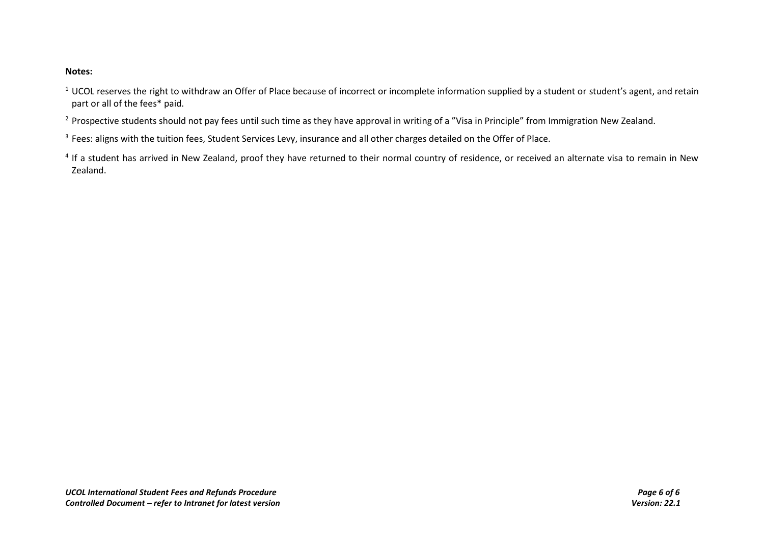**Notes:**

[1] UCOL reserves the right to withdraw an Offer of Place because of incorrect or incomplete information supplied by a student or student's agent, and retain part or all of the fees* paid.

[2] Prospective students should not pay fees until such time as they have approval in writing of a "Visa in Principle" from Immigration New Zealand.

[3] Fees: aligns with the tuition fees, Student Services Levy, insurance and all other charges detailed on the Offer of Place.

[4] If a student has arrived in New Zealand, proof they have returned to their normal country of residence, or received an alternate visa to remain in New Zealand.